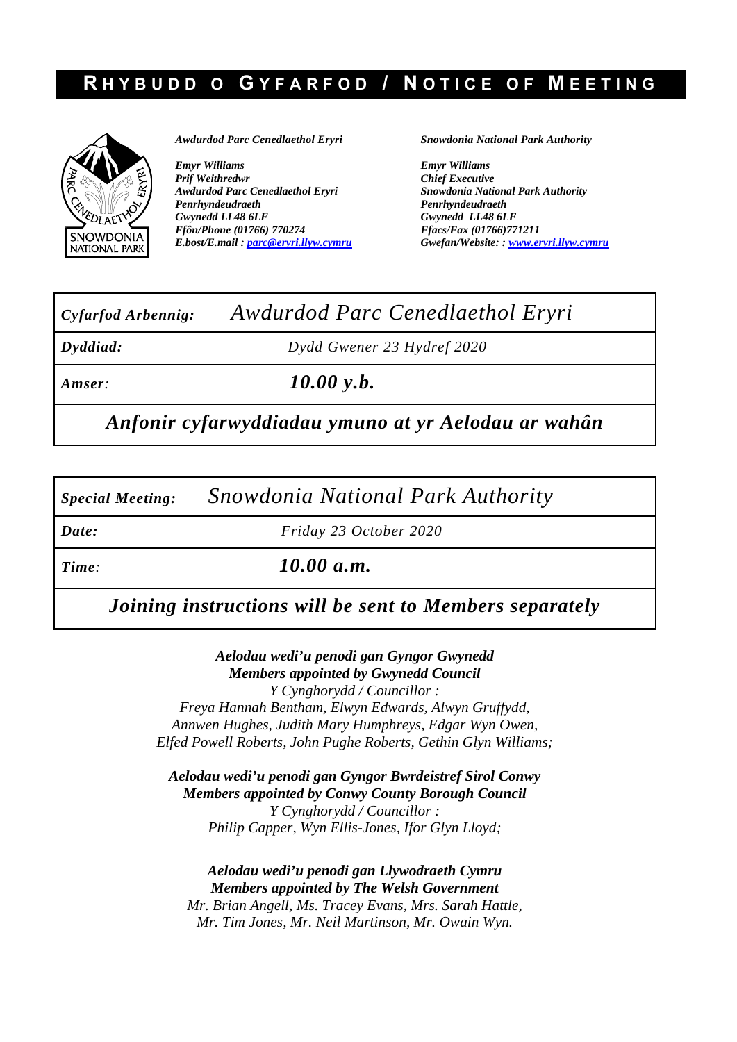# RHYBUDD O GYFARFOD / NOTICE OF MEETING

*Awdurdod Parc Cenedlaethol Eryri*

*Emyr Williams*
*Prif Weithredwr*
*Awdurdod Parc Cenedlaethol Eryri*
*Penrhyndeudraeth*
*Gwynedd LL48 6LF*
*Ffôn/Phone (01766) 770274*
*E.bost/E.mail : parc@eryri.llyw.cymru*

*Snowdonia National Park Authority*

*Emyr Williams*
*Chief Executive*
*Snowdonia National Park Authority*
*Penrhyndeudraeth*
*Gwynedd LL48 6LF*
*Ffacs/Fax (01766)771211*
*Gwefan/Website: : www.eryri.llyw.cymru*

| *Cyfarfod Arbennig:* | *Awdurdod Parc Cenedlaethol Eryri* |
|---|---|
| ***Dyddiad:*** | *Dydd Gwener 23 Hydref 2020* |
| *Amser:* | ***10.00 y.b.*** |

***Anfonir cyfarwyddiadau ymuno at yr Aelodau ar wahân***

| *Special Meeting:* | *Snowdonia National Park Authority* |
|---|---|
| ***Date:*** | *Friday 23 October 2020* |
| *Time:* | ***10.00 a.m.*** |

***Joining instructions will be sent to Members separately***

***Aelodau wedi'u penodi gan Gyngor Gwynedd***
***Members appointed by Gwynedd Council***
*Y Cynghorydd / Councillor :*
*Freya Hannah Bentham, Elwyn Edwards, Alwyn Gruffydd, Annwen Hughes, Judith Mary Humphreys, Edgar Wyn Owen, Elfed Powell Roberts, John Pughe Roberts, Gethin Glyn Williams;*

***Aelodau wedi'u penodi gan Gyngor Bwrdeistref Sirol Conwy***
***Members appointed by Conwy County Borough Council***
*Y Cynghorydd / Councillor :*
*Philip Capper, Wyn Ellis-Jones, Ifor Glyn Lloyd;*

***Aelodau wedi'u penodi gan Llywodraeth Cymru***
***Members appointed by The Welsh Government***
*Mr. Brian Angell, Ms. Tracey Evans, Mrs. Sarah Hattle, Mr. Tim Jones, Mr. Neil Martinson, Mr. Owain Wyn.*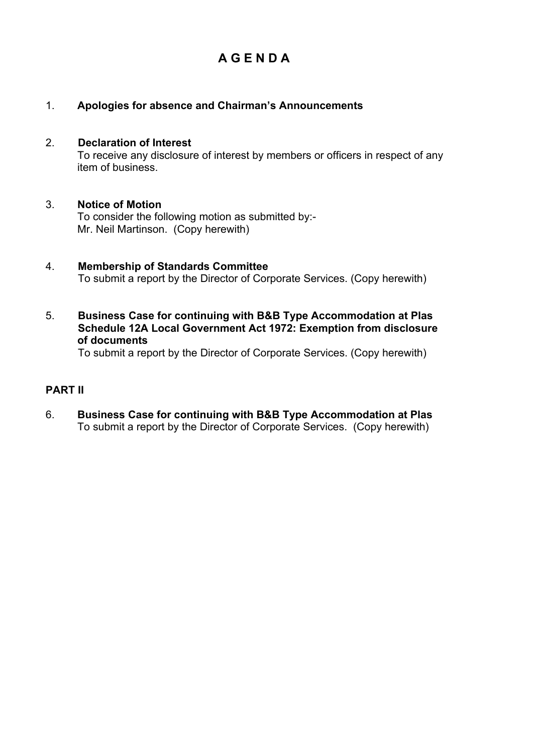# A G E N D A

1. **Apologies for absence and Chairman's Announcements**

2. **Declaration of Interest**
   To receive any disclosure of interest by members or officers in respect of any item of business.

3. **Notice of Motion**
   To consider the following motion as submitted by:-
   Mr. Neil Martinson. (Copy herewith)

4. **Membership of Standards Committee**
   To submit a report by the Director of Corporate Services. (Copy herewith)

5. **Business Case for continuing with B&B Type Accommodation at Plas**
   **Schedule 12A Local Government Act 1972: Exemption from disclosure of documents**
   To submit a report by the Director of Corporate Services. (Copy herewith)

**PART II**

6. **Business Case for continuing with B&B Type Accommodation at Plas**
   To submit a report by the Director of Corporate Services. (Copy herewith)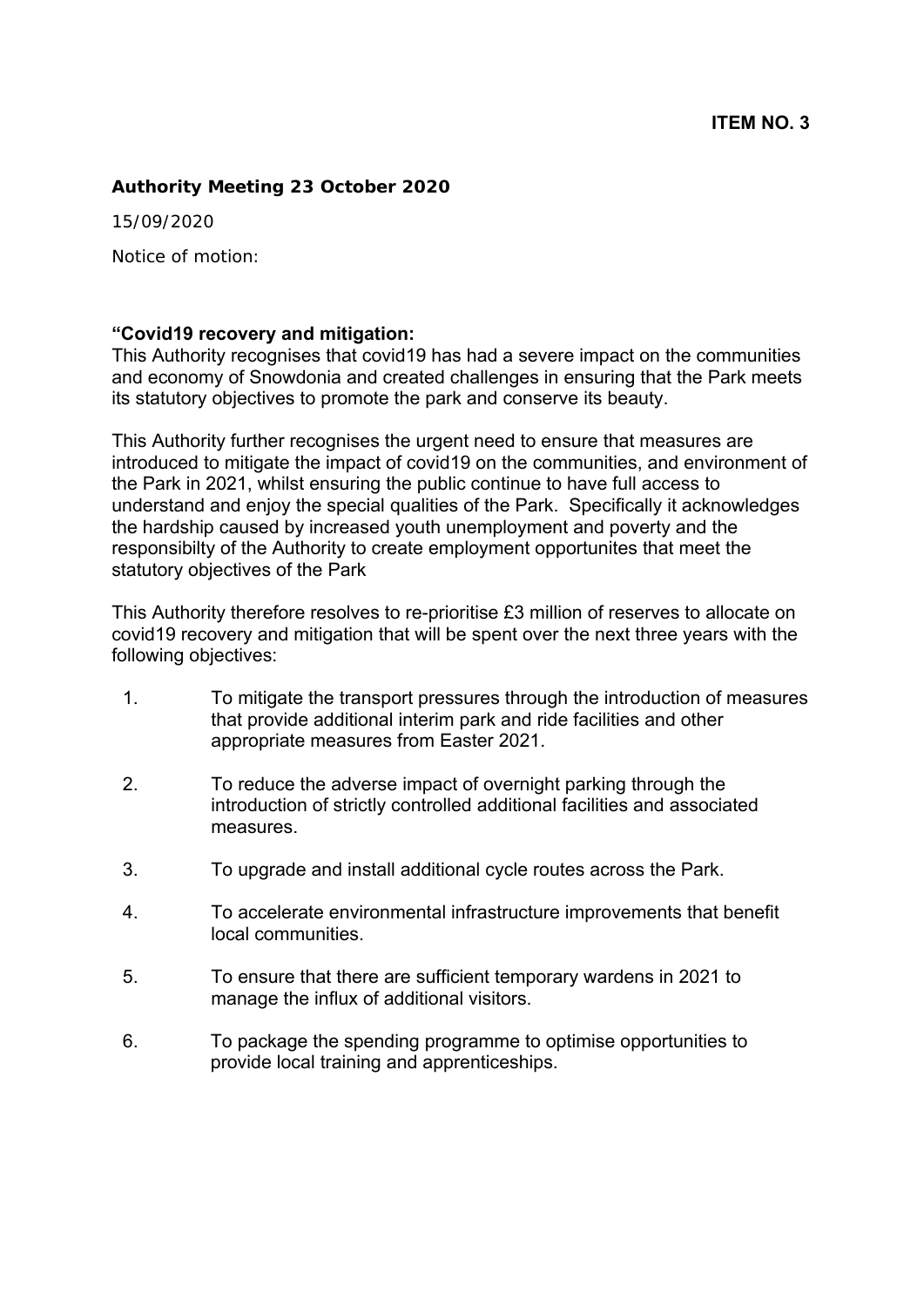**ITEM NO. 3**

**Authority Meeting 23 October 2020**

15/09/2020

Notice of motion:

**“Covid19 recovery and mitigation:**
This Authority recognises that covid19 has had a severe impact on the communities and economy of Snowdonia and created challenges in ensuring that the Park meets its statutory objectives to promote the park and conserve its beauty.

This Authority further recognises the urgent need to ensure that measures are introduced to mitigate the impact of covid19 on the communities, and environment of the Park in 2021, whilst ensuring the public continue to have full access to understand and enjoy the special qualities of the Park. Specifically it acknowledges the hardship caused by increased youth unemployment and poverty and the responsibilty of the Authority to create employment opportunites that meet the statutory objectives of the Park

This Authority therefore resolves to re-prioritise £3 million of reserves to allocate on covid19 recovery and mitigation that will be spent over the next three years with the following objectives:

1. To mitigate the transport pressures through the introduction of measures that provide additional interim park and ride facilities and other appropriate measures from Easter 2021.
2. To reduce the adverse impact of overnight parking through the introduction of strictly controlled additional facilities and associated measures.
3. To upgrade and install additional cycle routes across the Park.
4. To accelerate environmental infrastructure improvements that benefit local communities.
5. To ensure that there are sufficient temporary wardens in 2021 to manage the influx of additional visitors.
6. To package the spending programme to optimise opportunities to provide local training and apprenticeships.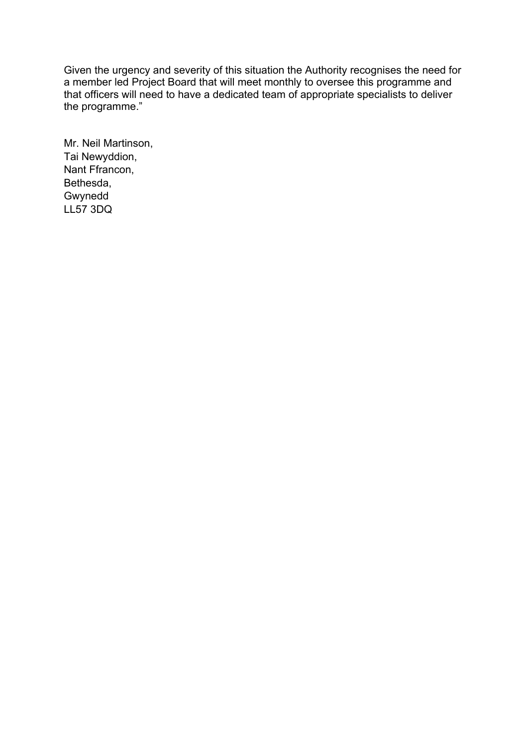Given the urgency and severity of this situation the Authority recognises the need for a member led Project Board that will meet monthly to oversee this programme and that officers will need to have a dedicated team of appropriate specialists to deliver the programme."

Mr. Neil Martinson,
Tai Newyddion,
Nant Ffrancon,
Bethesda,
Gwynedd
LL57 3DQ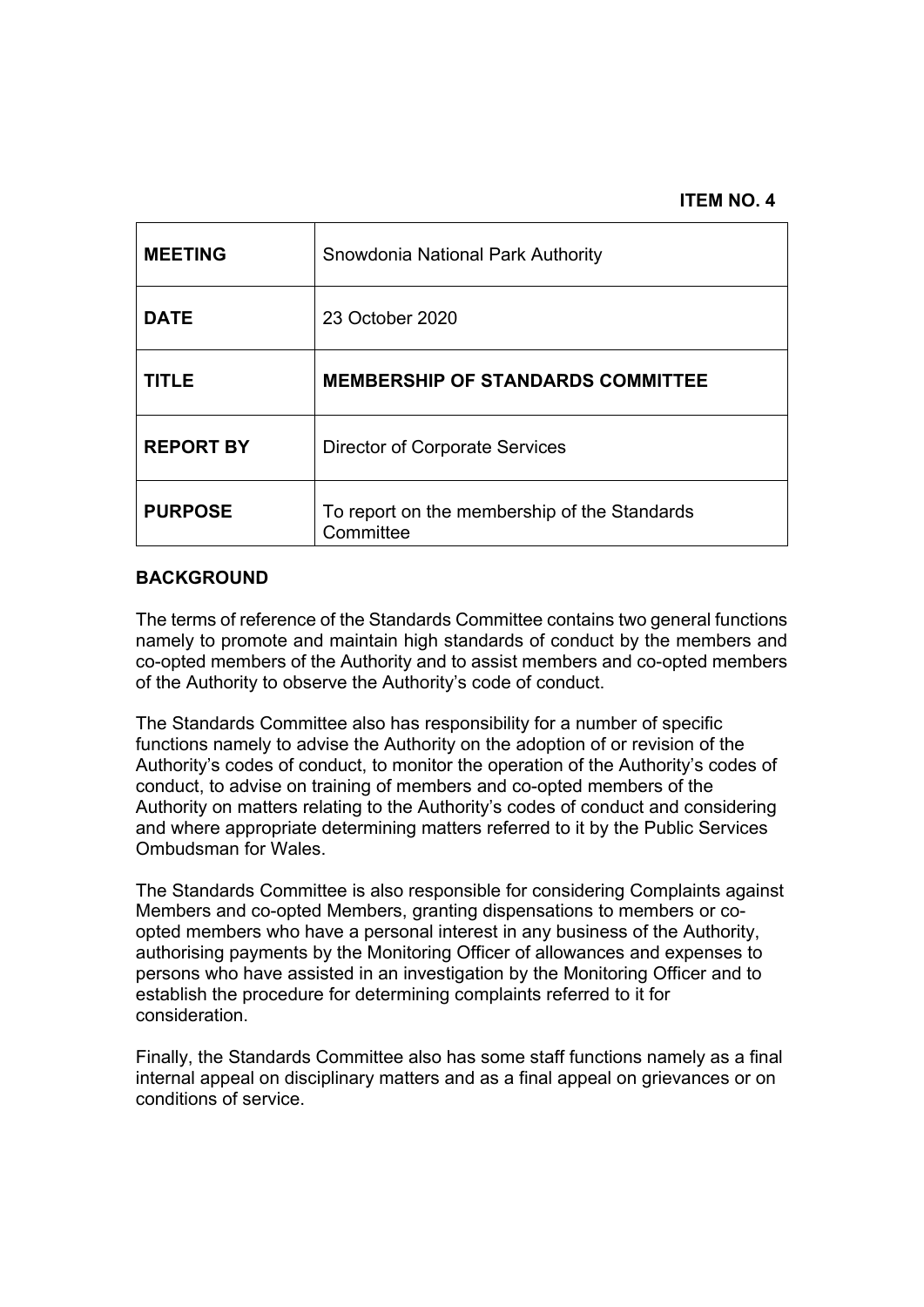**ITEM NO. 4**

| | |
|---|---|
| **MEETING** | Snowdonia National Park Authority |
| **DATE** | 23 October 2020 |
| **TITLE** | **MEMBERSHIP OF STANDARDS COMMITTEE** |
| **REPORT BY** | Director of Corporate Services |
| **PURPOSE** | To report on the membership of the Standards Committee |

**BACKGROUND**

The terms of reference of the Standards Committee contains two general functions namely to promote and maintain high standards of conduct by the members and co-opted members of the Authority and to assist members and co-opted members of the Authority to observe the Authority's code of conduct.

The Standards Committee also has responsibility for a number of specific functions namely to advise the Authority on the adoption of or revision of the Authority's codes of conduct, to monitor the operation of the Authority's codes of conduct, to advise on training of members and co-opted members of the Authority on matters relating to the Authority's codes of conduct and considering and where appropriate determining matters referred to it by the Public Services Ombudsman for Wales.

The Standards Committee is also responsible for considering Complaints against Members and co-opted Members, granting dispensations to members or co-opted members who have a personal interest in any business of the Authority, authorising payments by the Monitoring Officer of allowances and expenses to persons who have assisted in an investigation by the Monitoring Officer and to establish the procedure for determining complaints referred to it for consideration.

Finally, the Standards Committee also has some staff functions namely as a final internal appeal on disciplinary matters and as a final appeal on grievances or on conditions of service.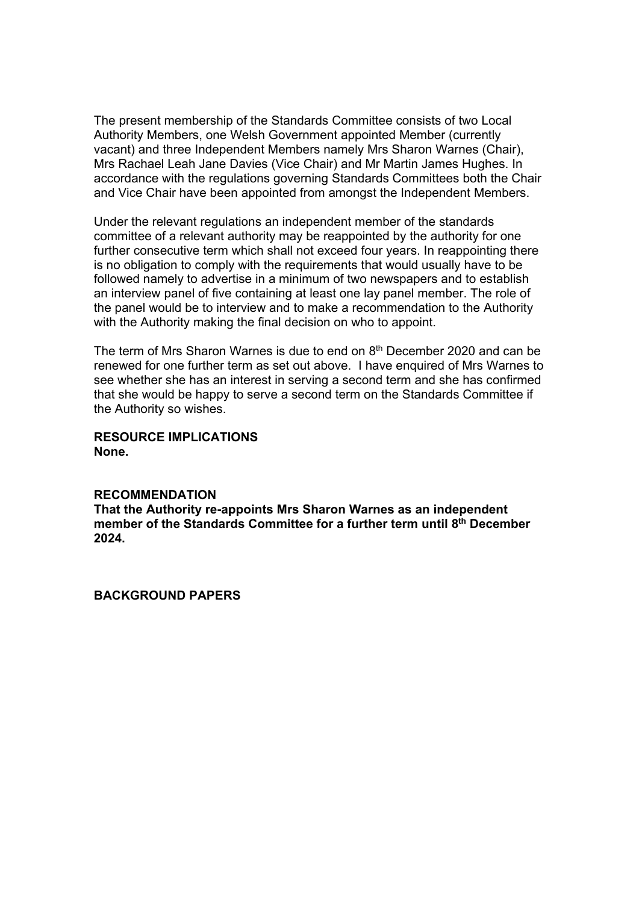The present membership of the Standards Committee consists of two Local Authority Members, one Welsh Government appointed Member (currently vacant) and three Independent Members namely Mrs Sharon Warnes (Chair), Mrs Rachael Leah Jane Davies (Vice Chair) and Mr Martin James Hughes. In accordance with the regulations governing Standards Committees both the Chair and Vice Chair have been appointed from amongst the Independent Members.

Under the relevant regulations an independent member of the standards committee of a relevant authority may be reappointed by the authority for one further consecutive term which shall not exceed four years. In reappointing there is no obligation to comply with the requirements that would usually have to be followed namely to advertise in a minimum of two newspapers and to establish an interview panel of five containing at least one lay panel member. The role of the panel would be to interview and to make a recommendation to the Authority with the Authority making the final decision on who to appoint.

The term of Mrs Sharon Warnes is due to end on 8th December 2020 and can be renewed for one further term as set out above. I have enquired of Mrs Warnes to see whether she has an interest in serving a second term and she has confirmed that she would be happy to serve a second term on the Standards Committee if the Authority so wishes.

**RESOURCE IMPLICATIONS**
**None.**

**RECOMMENDATION**
**That the Authority re-appoints Mrs Sharon Warnes as an independent member of the Standards Committee for a further term until 8th December 2024.**

**BACKGROUND PAPERS**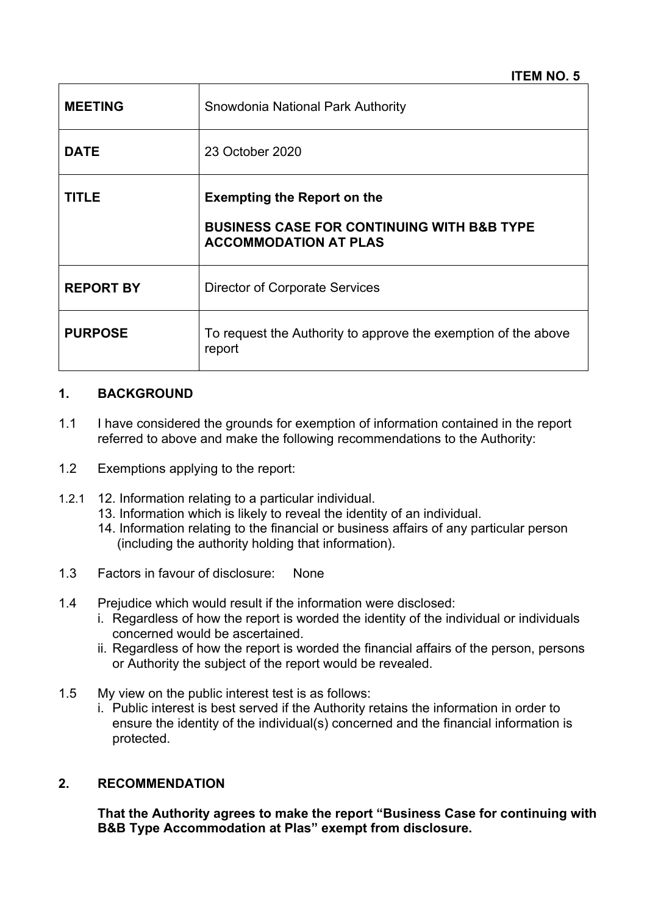**ITEM NO. 5**

| | |
|---|---|
| **MEETING** | Snowdonia National Park Authority |
| **DATE** | 23 October 2020 |
| **TITLE** | **Exempting the Report on the**<br><br>**BUSINESS CASE FOR CONTINUING WITH B&B TYPE ACCOMMODATION AT PLAS** |
| **REPORT BY** | Director of Corporate Services |
| **PURPOSE** | To request the Authority to approve the exemption of the above report |

## 1. BACKGROUND

1.1 I have considered the grounds for exemption of information contained in the report referred to above and make the following recommendations to the Authority:

1.2 Exemptions applying to the report:

1.2.1 12. Information relating to a particular individual.
13. Information which is likely to reveal the identity of an individual.
14. Information relating to the financial or business affairs of any particular person (including the authority holding that information).

1.3 Factors in favour of disclosure: None

1.4 Prejudice which would result if the information were disclosed:

i. Regardless of how the report is worded the identity of the individual or individuals concerned would be ascertained.
ii. Regardless of how the report is worded the financial affairs of the person, persons or Authority the subject of the report would be revealed.

1.5 My view on the public interest test is as follows:

i. Public interest is best served if the Authority retains the information in order to ensure the identity of the individual(s) concerned and the financial information is protected.

## 2. RECOMMENDATION

**That the Authority agrees to make the report "Business Case for continuing with B&B Type Accommodation at Plas" exempt from disclosure.**